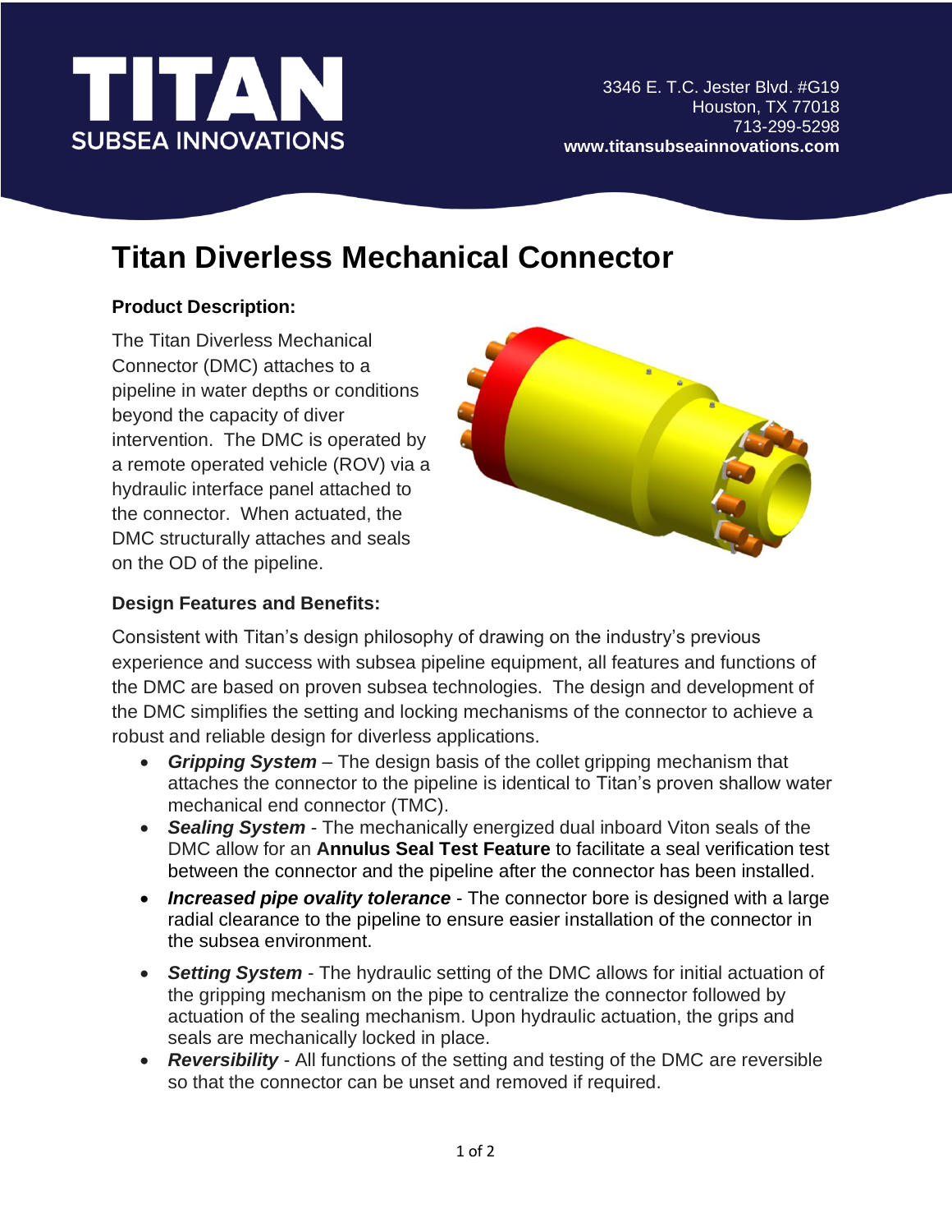# TITAN SUBSEA INNOVATIONS

3346 E. T.C. Jester Blvd. #G19
Houston, TX 77018
713-299-5298
**www.titansubseainnovations.com**

## Titan Diverless Mechanical Connector

### Product Description:

The Titan Diverless Mechanical Connector (DMC) attaches to a pipeline in water depths or conditions beyond the capacity of diver intervention. The DMC is operated by a remote operated vehicle (ROV) via a hydraulic interface panel attached to the connector. When actuated, the DMC structurally attaches and seals on the OD of the pipeline.

### Design Features and Benefits:

Consistent with Titan's design philosophy of drawing on the industry's previous experience and success with subsea pipeline equipment, all features and functions of the DMC are based on proven subsea technologies. The design and development of the DMC simplifies the setting and locking mechanisms of the connector to achieve a robust and reliable design for diverless applications.

- ***Gripping System*** – The design basis of the collet gripping mechanism that attaches the connector to the pipeline is identical to Titan's proven shallow water mechanical end connector (TMC).
- ***Sealing System*** - The mechanically energized dual inboard Viton seals of the DMC allow for an **Annulus Seal Test Feature** to facilitate a seal verification test between the connector and the pipeline after the connector has been installed.
- ***Increased pipe ovality tolerance*** - The connector bore is designed with a large radial clearance to the pipeline to ensure easier installation of the connector in the subsea environment.
- ***Setting System*** - The hydraulic setting of the DMC allows for initial actuation of the gripping mechanism on the pipe to centralize the connector followed by actuation of the sealing mechanism. Upon hydraulic actuation, the grips and seals are mechanically locked in place.
- ***Reversibility*** - All functions of the setting and testing of the DMC are reversible so that the connector can be unset and removed if required.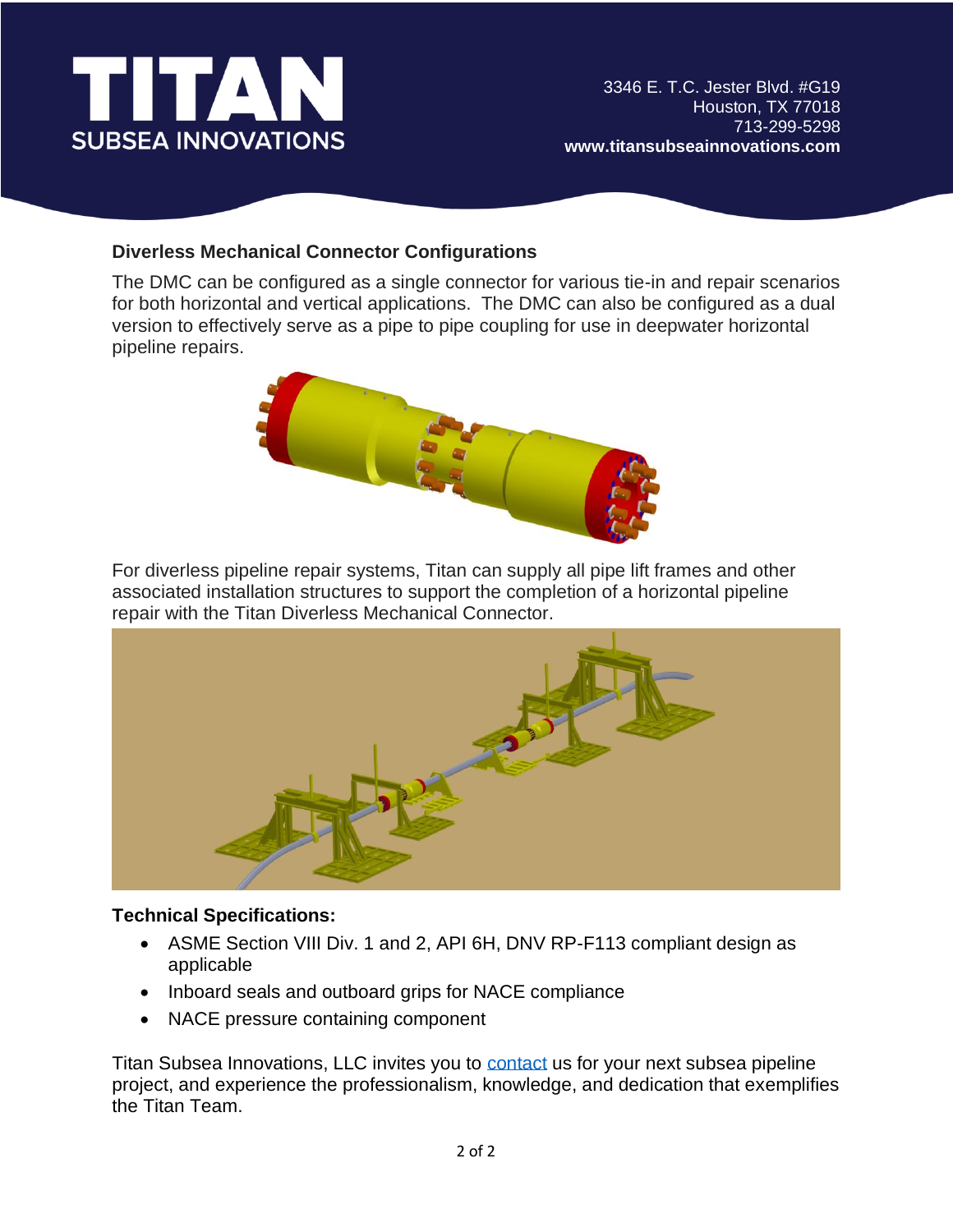**Diverless Mechanical Connector Configurations**

The DMC can be configured as a single connector for various tie-in and repair scenarios for both horizontal and vertical applications. The DMC can also be configured as a dual version to effectively serve as a pipe to pipe coupling for use in deepwater horizontal pipeline repairs.

For diverless pipeline repair systems, Titan can supply all pipe lift frames and other associated installation structures to support the completion of a horizontal pipeline repair with the Titan Diverless Mechanical Connector.

**Technical Specifications:**

- ASME Section VIII Div. 1 and 2, API 6H, DNV RP-F113 compliant design as applicable
- Inboard seals and outboard grips for NACE compliance
- NACE pressure containing component

Titan Subsea Innovations, LLC invites you to contact us for your next subsea pipeline project, and experience the professionalism, knowledge, and dedication that exemplifies the Titan Team.